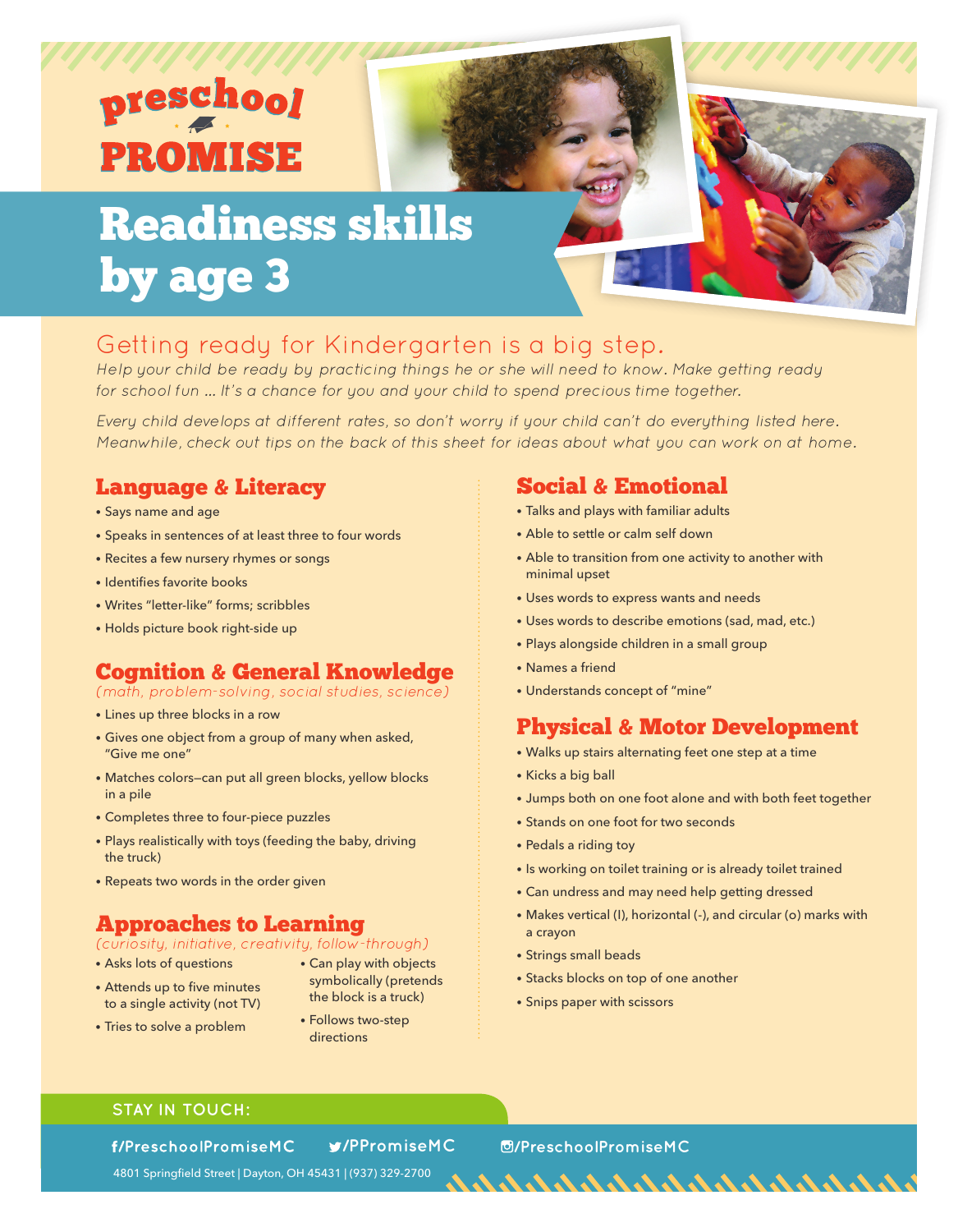# preschool PROMISE

# Readiness skills by age 3

## Getting ready for Kindergarten is a big step.

*Help your child be ready by practicing things he or she will need to know. Make getting ready for school fun … It's a chance for you and your child to spend precious time together.*

*Every child develops at different rates, so don't worry if your child can't do everything listed here. Meanwhile, check out tips on the back of this sheet for ideas about what you can work on at home.*

### Language & Literacy

- Says name and age
- Speaks in sentences of at least three to four words
- Recites a few nursery rhymes or songs
- Identifies favorite books
- Writes "letter-like" forms; scribbles
- Holds picture book right-side up

### Cognition & General Knowledge

*(math, problem-solving, social studies, science)*

- Lines up three blocks in a row
- Gives one object from a group of many when asked, "Give me one"
- Matches colors—can put all green blocks, yellow blocks in a pile
- Completes three to four-piece puzzles
- Plays realistically with toys (feeding the baby, driving the truck)
- Repeats two words in the order given

### Approaches to Learning

*(curiosity, initiative, creativity, follow-through)*

- Asks lots of questions
- Attends up to five minutes to a single activity (not TV)
- Tries to solve a problem
- Can play with objects symbolically (pretends the block is a truck)
- Follows two-step directions

### Social & Emotional

- Talks and plays with familiar adults
- Able to settle or calm self down
- Able to transition from one activity to another with minimal upset
- Uses words to express wants and needs
- Uses words to describe emotions (sad, mad, etc.)
- Plays alongside children in a small group
- Names a friend
- Understands concept of "mine"

### Physical & Motor Development

- Walks up stairs alternating feet one step at a time
- Kicks a big ball
- Jumps both on one foot alone and with both feet together
- Stands on one foot for two seconds
- Pedals a riding toy
- Is working on toilet training or is already toilet trained
- Can undress and may need help getting dressed
- Makes vertical (I), horizontal (-), and circular (o) marks with a crayon
- Strings small beads
- Stacks blocks on top of one another
- Snips paper with scissors

**STAY IN TOUCH:**

f/PreschoolPromiseMC  /PPromiseMC  /PreschoolPromiseMC

4801 Springfield Street | Dayton, OH 45431 | (937) 329-2700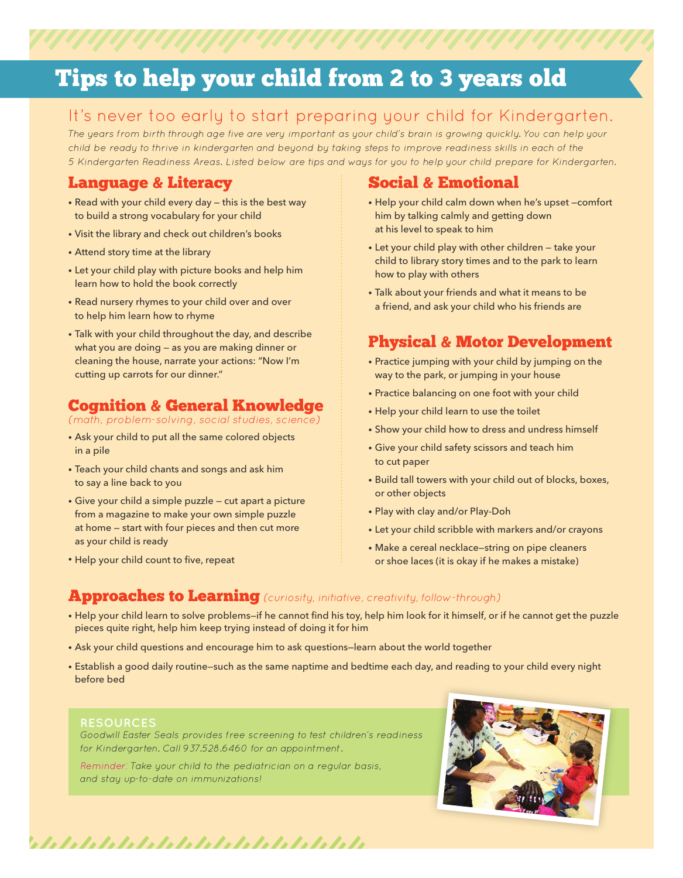# Tips to help your child from 2 to 3 years old

## It's never too early to start preparing your child for Kindergarten.

*The years from birth through age five are very important as your child's brain is growing quickly. You can help your child be ready to thrive in kindergarten and beyond by taking steps to improve readiness skills in each of the 5 Kindergarten Readiness Areas. Listed below are tips and ways for you to help your child prepare for Kindergarten.*

## Language & Literacy

- Read with your child every day — this is the best way to build a strong vocabulary for your child
- Visit the library and check out children's books
- Attend story time at the library
- Let your child play with picture books and help him learn how to hold the book correctly
- Read nursery rhymes to your child over and over to help him learn how to rhyme
- Talk with your child throughout the day, and describe what you are doing — as you are making dinner or cleaning the house, narrate your actions: "Now I'm cutting up carrots for our dinner."

## Cognition & General Knowledge

*(math, problem-solving, social studies, science)*

- Ask your child to put all the same colored objects in a pile
- Teach your child chants and songs and ask him to say a line back to you
- Give your child a simple puzzle — cut apart a picture from a magazine to make your own simple puzzle at home — start with four pieces and then cut more as your child is ready
- Help your child count to five, repeat

## Social & Emotional

- Help your child calm down when he's upset —comfort him by talking calmly and getting down at his level to speak to him
- Let your child play with other children — take your child to library story times and to the park to learn how to play with others
- Talk about your friends and what it means to be a friend, and ask your child who his friends are

## Physical & Motor Development

- Practice jumping with your child by jumping on the way to the park, or jumping in your house
- Practice balancing on one foot with your child
- Help your child learn to use the toilet
- Show your child how to dress and undress himself
- Give your child safety scissors and teach him to cut paper
- Build tall towers with your child out of blocks, boxes, or other objects
- Play with clay and/or Play-Doh
- Let your child scribble with markers and/or crayons
- Make a cereal necklace—string on pipe cleaners or shoe laces (it is okay if he makes a mistake)

## Approaches to Learning *(curiosity, initiative, creativity, follow-through)*

- Help your child learn to solve problems—if he cannot find his toy, help him look for it himself, or if he cannot get the puzzle pieces quite right, help him keep trying instead of doing it for him
- Ask your child questions and encourage him to ask questions—learn about the world together
- Establish a good daily routine—such as the same naptime and bedtime each day, and reading to your child every night before bed

### RESOURCES

*Goodwill Easter Seals provides free screening to test children's readiness for Kindergarten. Call 937.528.6460 for an appointment.*

*Reminder: Take your child to the pediatrician on a regular basis, and stay up-to-date on immunizations!*